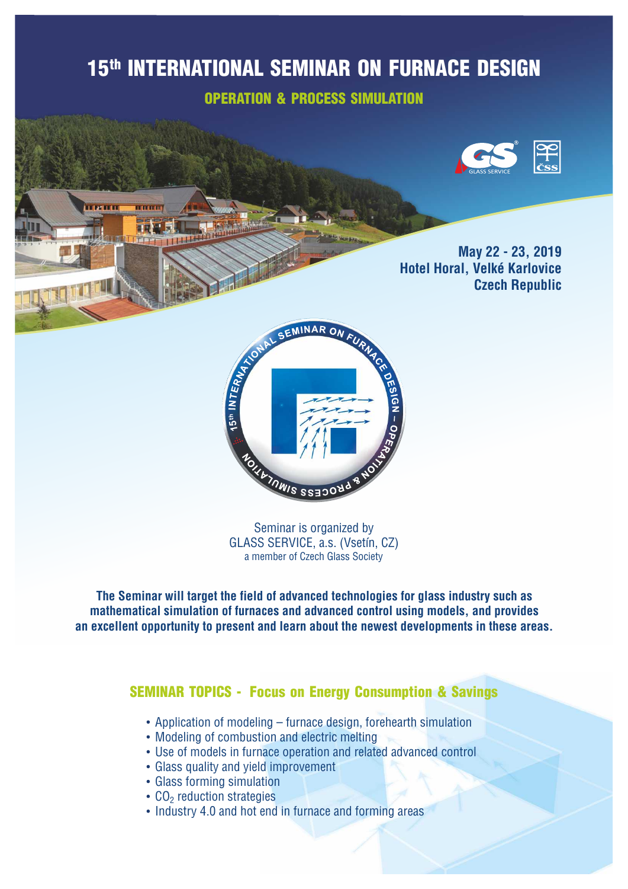# 15th INTERNATIONAL SEMINAR ON FURNACE DESIGN

## OPERATION & PROCESS SIMULATION

**May 22 - 23, 2019**
**Hotel Horal, Velké Karlovice**
**Czech Republic**

Seminar is organized by
GLASS SERVICE, a.s. (Vsetín, CZ)
a member of Czech Glass Society

**The Seminar will target the field of advanced technologies for glass industry such as mathematical simulation of furnaces and advanced control using models, and provides an excellent opportunity to present and learn about the newest developments in these areas.**

## SEMINAR TOPICS - Focus on Energy Consumption & Savings

- Application of modeling – furnace design, forehearth simulation
- Modeling of combustion and electric melting
- Use of models in furnace operation and related advanced control
- Glass quality and yield improvement
- Glass forming simulation
- $CO_2$ reduction strategies
- Industry 4.0 and hot end in furnace and forming areas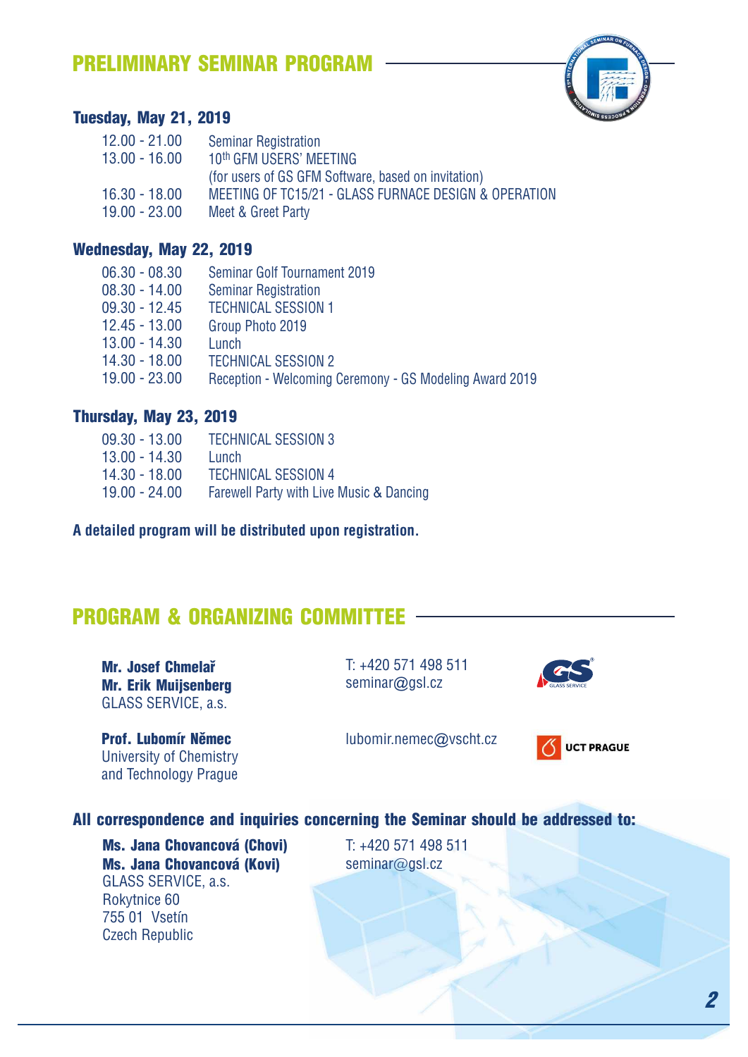## PRELIMINARY SEMINAR PROGRAM

### Tuesday, May 21, 2019

| | |
|---|---|
| 12.00 - 21.00 | Seminar Registration |
| 13.00 - 16.00 | 10th GFM USERS' MEETING (for users of GS GFM Software, based on invitation) |
| 16.30 - 18.00 | MEETING OF TC15/21 - GLASS FURNACE DESIGN & OPERATION |
| 19.00 - 23.00 | Meet & Greet Party |

### Wednesday, May 22, 2019

| | |
|---|---|
| 06.30 - 08.30 | Seminar Golf Tournament 2019 |
| 08.30 - 14.00 | Seminar Registration |
| 09.30 - 12.45 | TECHNICAL SESSION 1 |
| 12.45 - 13.00 | Group Photo 2019 |
| 13.00 - 14.30 | Lunch |
| 14.30 - 18.00 | TECHNICAL SESSION 2 |
| 19.00 - 23.00 | Reception - Welcoming Ceremony - GS Modeling Award 2019 |

### Thursday, May 23, 2019

| | |
|---|---|
| 09.30 - 13.00 | TECHNICAL SESSION 3 |
| 13.00 - 14.30 | Lunch |
| 14.30 - 18.00 | TECHNICAL SESSION 4 |
| 19.00 - 24.00 | Farewell Party with Live Music & Dancing |

**A detailed program will be distributed upon registration.**

## PROGRAM & ORGANIZING COMMITTEE

**Mr. Josef Chmelař**
**Mr. Erik Muijsenberg**
GLASS SERVICE, a.s.
T: +420 571 498 511
seminar@gsl.cz

**Prof. Lubomír Němec**
University of Chemistry and Technology Prague
lubomir.nemec@vscht.cz

**All correspondence and inquiries concerning the Seminar should be addressed to:**

**Ms. Jana Chovancová (Chovi)**
**Ms. Jana Chovancová (Kovi)**
GLASS SERVICE, a.s.
Rokytnice 60
755 01 Vsetín
Czech Republic
T: +420 571 498 511
seminar@gsl.cz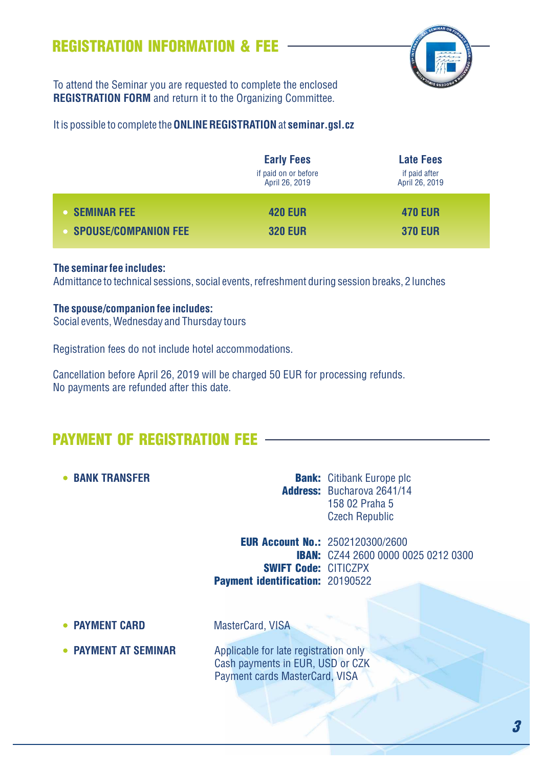## REGISTRATION INFORMATION & FEE

To attend the Seminar you are requested to complete the enclosed **REGISTRATION FORM** and return it to the Organizing Committee.

It is possible to complete the **ONLINE REGISTRATION** at **seminar.gsl.cz**

| | **Early Fees** if paid on or before April 26, 2019 | **Late Fees** if paid after April 26, 2019 |
|---|---|---|
| **SEMINAR FEE** | **420 EUR** | **470 EUR** |
| **SPOUSE/COMPANION FEE** | **320 EUR** | **370 EUR** |

**The seminar fee includes:**
Admittance to technical sessions, social events, refreshment during session breaks, 2 lunches

**The spouse/companion fee includes:**
Social events, Wednesday and Thursday tours

Registration fees do not include hotel accommodations.

Cancellation before April 26, 2019 will be charged 50 EUR for processing refunds.
No payments are refunded after this date.

## PAYMENT OF REGISTRATION FEE

- **BANK TRANSFER**

  **Bank:** Citibank Europe plc
  **Address:** Bucharova 2641/14
  158 02 Praha 5
  Czech Republic

  **EUR Account No.:** 2502120300/2600
  **IBAN:** CZ44 2600 0000 0025 0212 0300
  **SWIFT Code:** CITICZPX
  **Payment identification:** 20190522

- **PAYMENT CARD** MasterCard, VISA

- **PAYMENT AT SEMINAR** Applicable for late registration only
  Cash payments in EUR, USD or CZK
  Payment cards MasterCard, VISA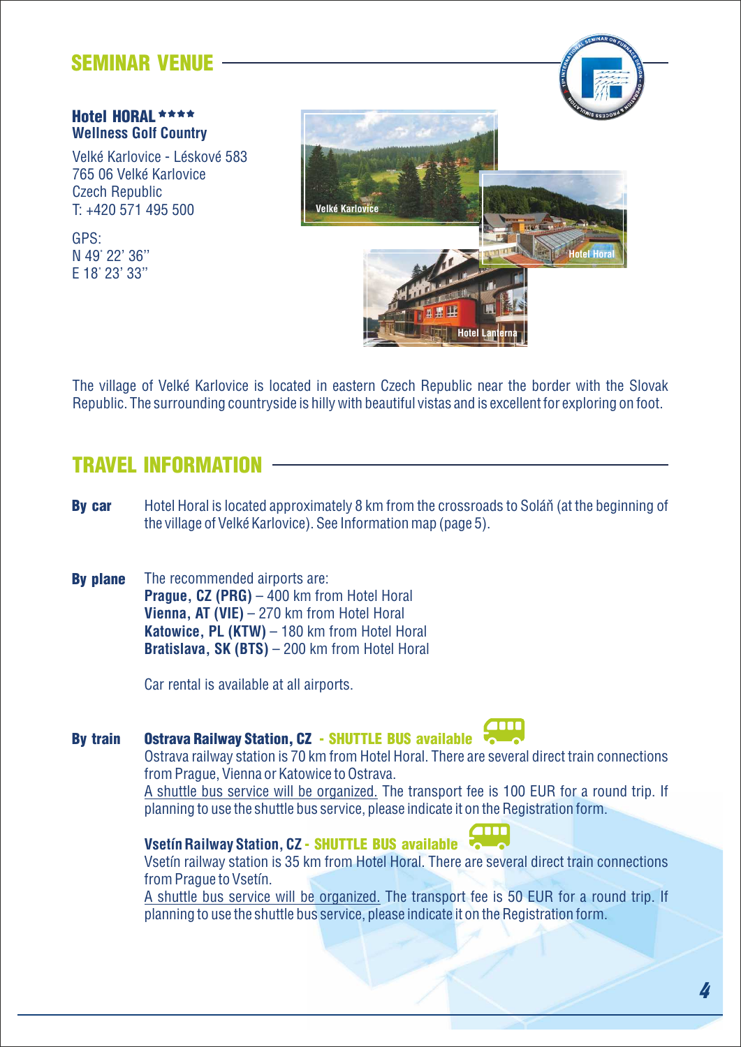## SEMINAR VENUE

**Hotel HORAL** ****
**Wellness Golf Country**

Velké Karlovice - Léskové 583
765 06 Velké Karlovice
Czech Republic
T: +420 571 495 500

GPS:
N 49˚ 22' 36''
E 18˚ 23' 33''

The village of Velké Karlovice is located in eastern Czech Republic near the border with the Slovak Republic. The surrounding countryside is hilly with beautiful vistas and is excellent for exploring on foot.

## TRAVEL INFORMATION

**By car** Hotel Horal is located approximately 8 km from the crossroads to Soláň (at the beginning of the village of Velké Karlovice). See Information map (page 5).

**By plane** The recommended airports are:
**Prague, CZ (PRG)** – 400 km from Hotel Horal
**Vienna, AT (VIE)** – 270 km from Hotel Horal
**Katowice, PL (KTW)** – 180 km from Hotel Horal
**Bratislava, SK (BTS)** – 200 km from Hotel Horal

Car rental is available at all airports.

**By train** **Ostrava Railway Station, CZ - SHUTTLE BUS available**
Ostrava railway station is 70 km from Hotel Horal. There are several direct train connections from Prague, Vienna or Katowice to Ostrava.
A shuttle bus service will be organized. The transport fee is 100 EUR for a round trip. If planning to use the shuttle bus service, please indicate it on the Registration form.

**Vsetín Railway Station, CZ - SHUTTLE BUS available**
Vsetín railway station is 35 km from Hotel Horal. There are several direct train connections from Prague to Vsetín.
A shuttle bus service will be organized. The transport fee is 50 EUR for a round trip. If planning to use the shuttle bus service, please indicate it on the Registration form.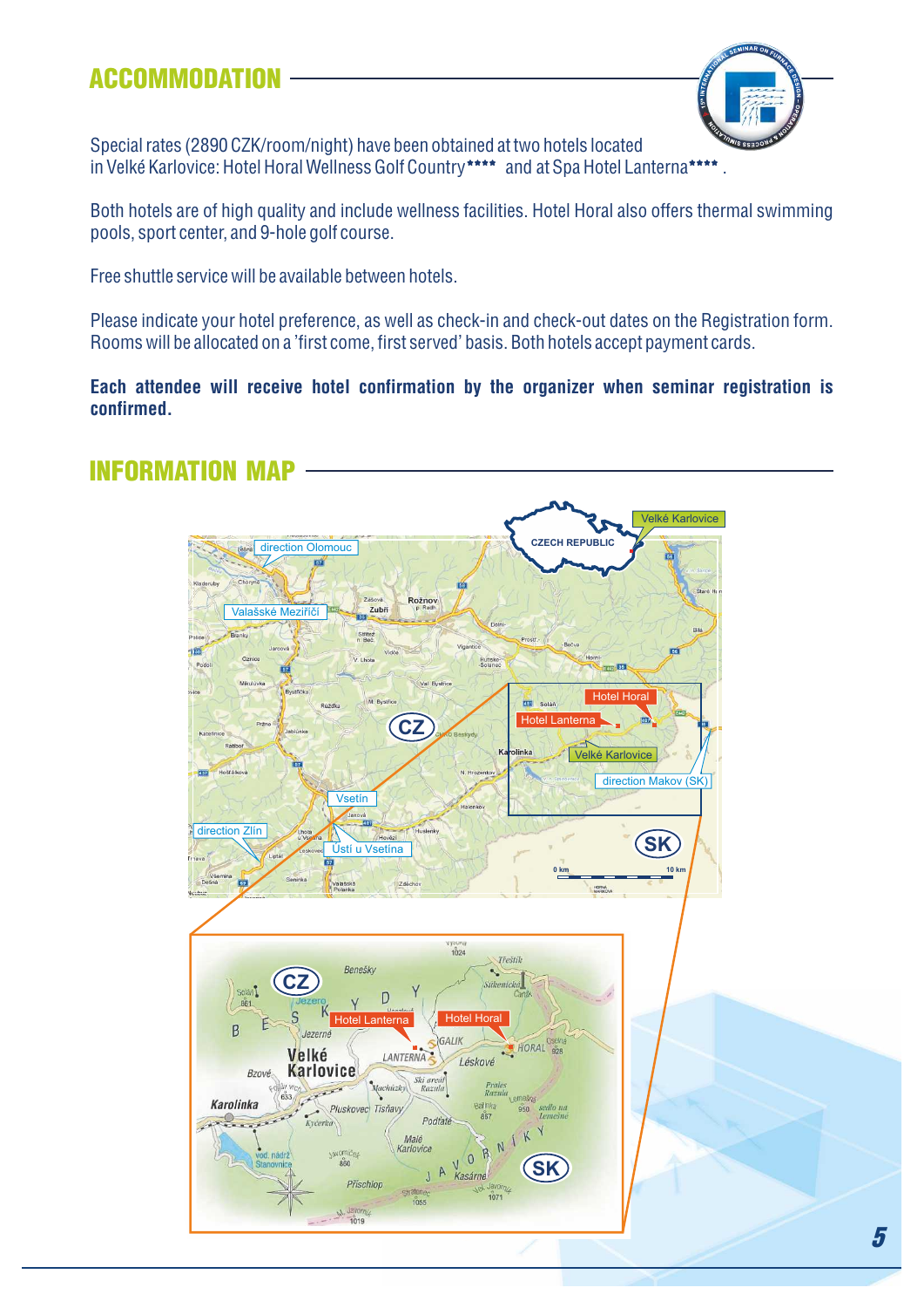## ACCOMMODATION

Special rates (2890 CZK/room/night) have been obtained at two hotels located in Velké Karlovice: Hotel Horal Wellness Golf Country**** and at Spa Hotel Lanterna****.

Both hotels are of high quality and include wellness facilities. Hotel Horal also offers thermal swimming pools, sport center, and 9-hole golf course.

Free shuttle service will be available between hotels.

Please indicate your hotel preference, as well as check-in and check-out dates on the Registration form. Rooms will be allocated on a 'first come, first served' basis. Both hotels accept payment cards.

**Each attendee will receive hotel confirmation by the organizer when seminar registration is confirmed.**

## INFORMATION MAP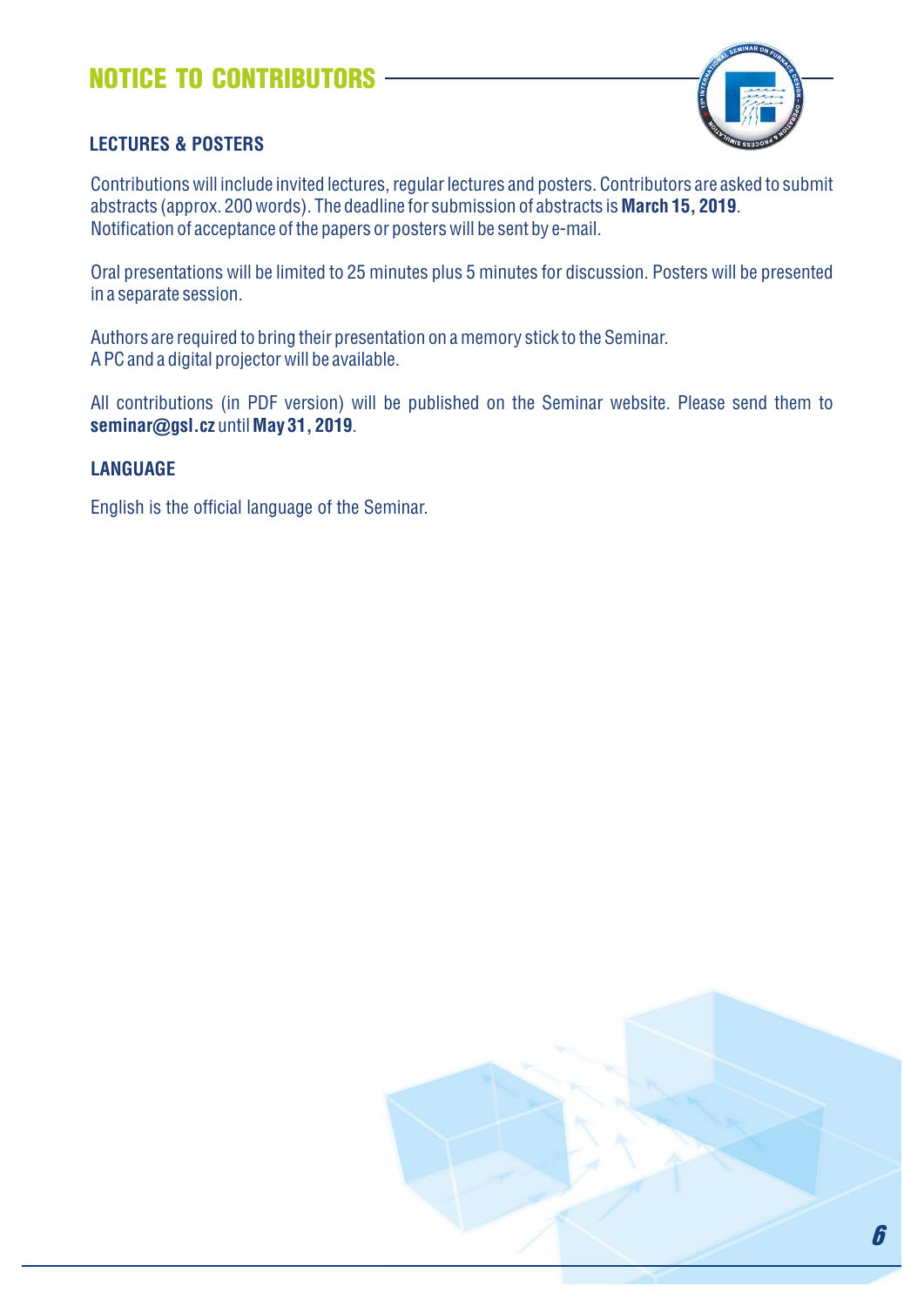# NOTICE TO CONTRIBUTORS

## LECTURES & POSTERS

Contributions will include invited lectures, regular lectures and posters. Contributors are asked to submit abstracts (approx. 200 words). The deadline for submission of abstracts is **March 15, 2019**.
Notification of acceptance of the papers or posters will be sent by e-mail.

Oral presentations will be limited to 25 minutes plus 5 minutes for discussion. Posters will be presented in a separate session.

Authors are required to bring their presentation on a memory stick to the Seminar.
A PC and a digital projector will be available.

All contributions (in PDF version) will be published on the Seminar website. Please send them to **seminar@gsl.cz** until **May 31, 2019**.

## LANGUAGE

English is the official language of the Seminar.